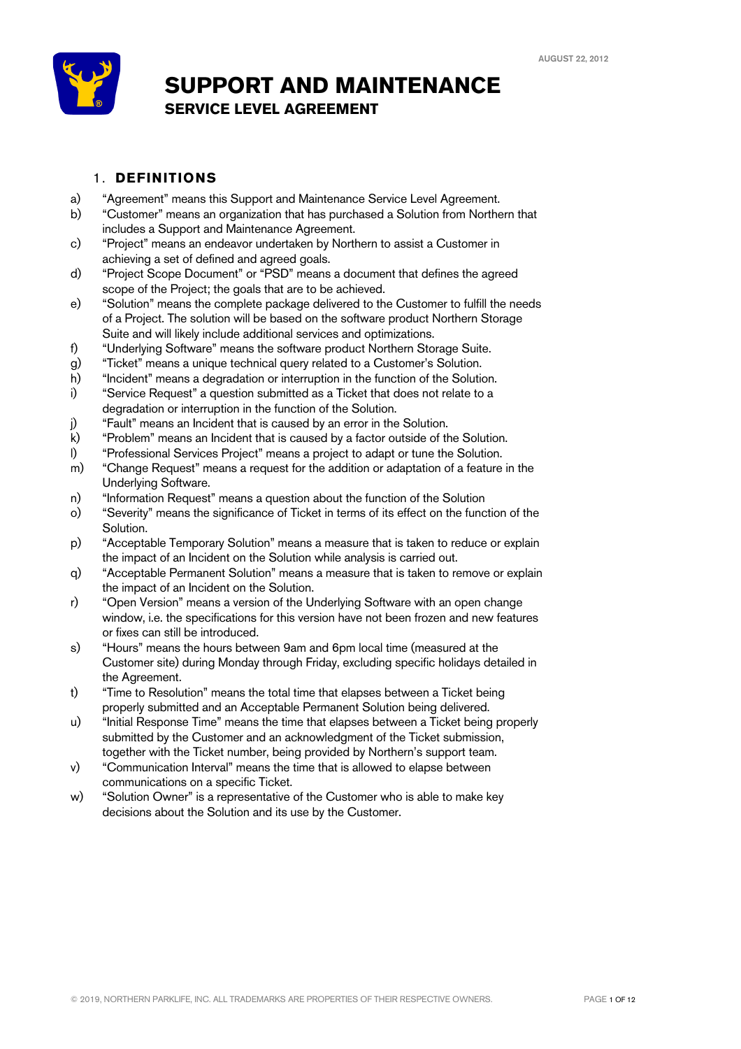AUGUST 22, 2012

# SUPPORT AND MAINTENANCE

## SERVICE LEVEL AGREEMENT

### 1. DEFINITIONS

a) "Agreement" means this Support and Maintenance Service Level Agreement.

b) "Customer" means an organization that has purchased a Solution from Northern that includes a Support and Maintenance Agreement.

c) "Project" means an endeavor undertaken by Northern to assist a Customer in achieving a set of defined and agreed goals.

d) "Project Scope Document" or "PSD" means a document that defines the agreed scope of the Project; the goals that are to be achieved.

e) "Solution" means the complete package delivered to the Customer to fulfill the needs of a Project. The solution will be based on the software product Northern Storage Suite and will likely include additional services and optimizations.

f) "Underlying Software" means the software product Northern Storage Suite.

g) "Ticket" means a unique technical query related to a Customer's Solution.

h) "Incident" means a degradation or interruption in the function of the Solution.

i) "Service Request" a question submitted as a Ticket that does not relate to a degradation or interruption in the function of the Solution.

j) "Fault" means an Incident that is caused by an error in the Solution.

k) "Problem" means an Incident that is caused by a factor outside of the Solution.

l) "Professional Services Project" means a project to adapt or tune the Solution.

m) "Change Request" means a request for the addition or adaptation of a feature in the Underlying Software.

n) "Information Request" means a question about the function of the Solution

o) "Severity" means the significance of Ticket in terms of its effect on the function of the Solution.

p) "Acceptable Temporary Solution" means a measure that is taken to reduce or explain the impact of an Incident on the Solution while analysis is carried out.

q) "Acceptable Permanent Solution" means a measure that is taken to remove or explain the impact of an Incident on the Solution.

r) "Open Version" means a version of the Underlying Software with an open change window, i.e. the specifications for this version have not been frozen and new features or fixes can still be introduced.

s) "Hours" means the hours between 9am and 6pm local time (measured at the Customer site) during Monday through Friday, excluding specific holidays detailed in the Agreement.

t) "Time to Resolution" means the total time that elapses between a Ticket being properly submitted and an Acceptable Permanent Solution being delivered.

u) "Initial Response Time" means the time that elapses between a Ticket being properly submitted by the Customer and an acknowledgment of the Ticket submission, together with the Ticket number, being provided by Northern's support team.

v) "Communication Interval" means the time that is allowed to elapse between communications on a specific Ticket.

w) "Solution Owner" is a representative of the Customer who is able to make key decisions about the Solution and its use by the Customer.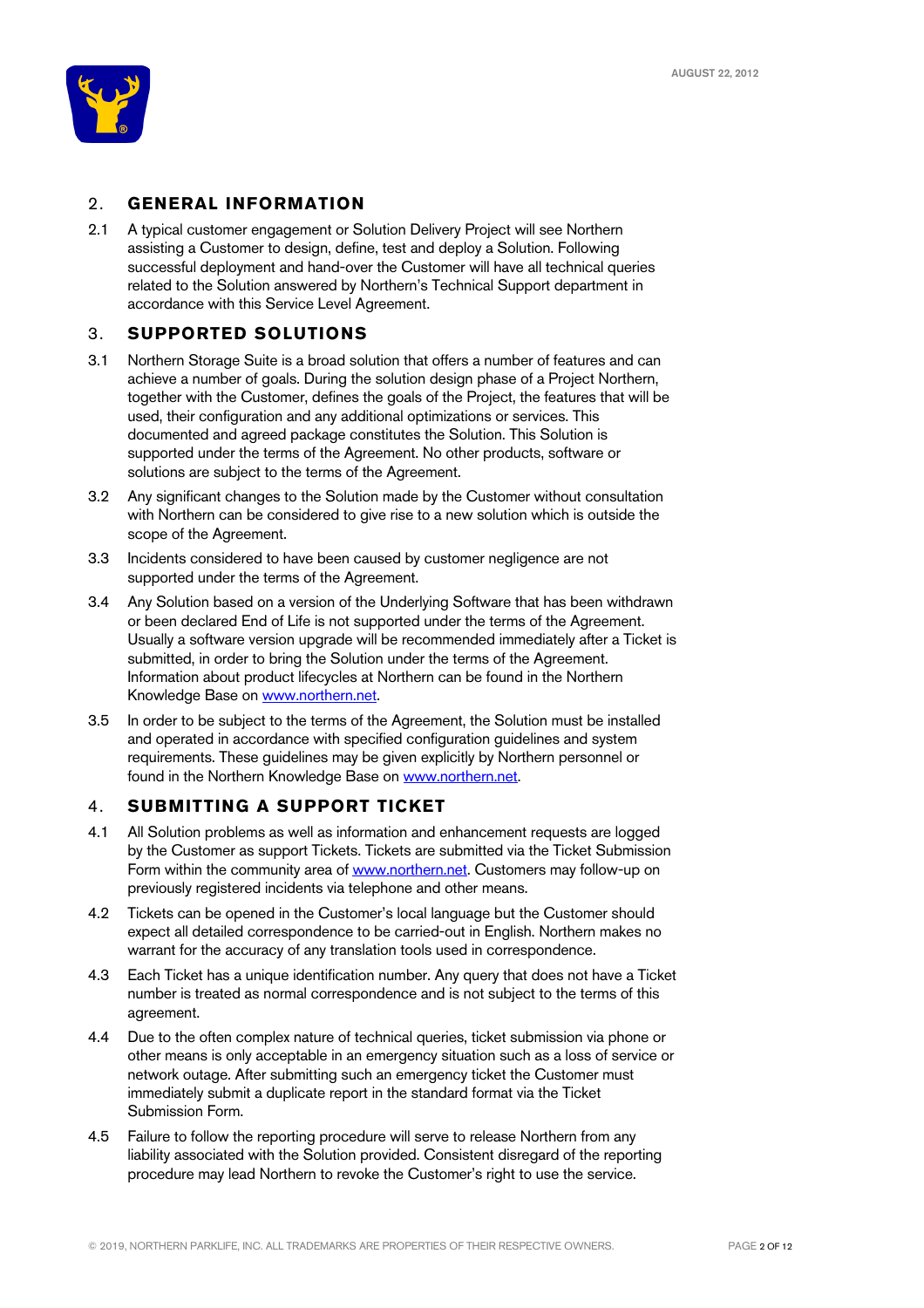## 2. GENERAL INFORMATION

2.1 A typical customer engagement or Solution Delivery Project will see Northern assisting a Customer to design, define, test and deploy a Solution. Following successful deployment and hand-over the Customer will have all technical queries related to the Solution answered by Northern's Technical Support department in accordance with this Service Level Agreement.

## 3. SUPPORTED SOLUTIONS

3.1 Northern Storage Suite is a broad solution that offers a number of features and can achieve a number of goals. During the solution design phase of a Project Northern, together with the Customer, defines the goals of the Project, the features that will be used, their configuration and any additional optimizations or services. This documented and agreed package constitutes the Solution. This Solution is supported under the terms of the Agreement. No other products, software or solutions are subject to the terms of the Agreement.

3.2 Any significant changes to the Solution made by the Customer without consultation with Northern can be considered to give rise to a new solution which is outside the scope of the Agreement.

3.3 Incidents considered to have been caused by customer negligence are not supported under the terms of the Agreement.

3.4 Any Solution based on a version of the Underlying Software that has been withdrawn or been declared End of Life is not supported under the terms of the Agreement. Usually a software version upgrade will be recommended immediately after a Ticket is submitted, in order to bring the Solution under the terms of the Agreement. Information about product lifecycles at Northern can be found in the Northern Knowledge Base on [www.northern.net](www.northern.net).

3.5 In order to be subject to the terms of the Agreement, the Solution must be installed and operated in accordance with specified configuration guidelines and system requirements. These guidelines may be given explicitly by Northern personnel or found in the Northern Knowledge Base on [www.northern.net](www.northern.net).

## 4. SUBMITTING A SUPPORT TICKET

4.1 All Solution problems as well as information and enhancement requests are logged by the Customer as support Tickets. Tickets are submitted via the Ticket Submission Form within the community area of [www.northern.net](www.northern.net). Customers may follow-up on previously registered incidents via telephone and other means.

4.2 Tickets can be opened in the Customer's local language but the Customer should expect all detailed correspondence to be carried-out in English. Northern makes no warrant for the accuracy of any translation tools used in correspondence.

4.3 Each Ticket has a unique identification number. Any query that does not have a Ticket number is treated as normal correspondence and is not subject to the terms of this agreement.

4.4 Due to the often complex nature of technical queries, ticket submission via phone or other means is only acceptable in an emergency situation such as a loss of service or network outage. After submitting such an emergency ticket the Customer must immediately submit a duplicate report in the standard format via the Ticket Submission Form.

4.5 Failure to follow the reporting procedure will serve to release Northern from any liability associated with the Solution provided. Consistent disregard of the reporting procedure may lead Northern to revoke the Customer's right to use the service.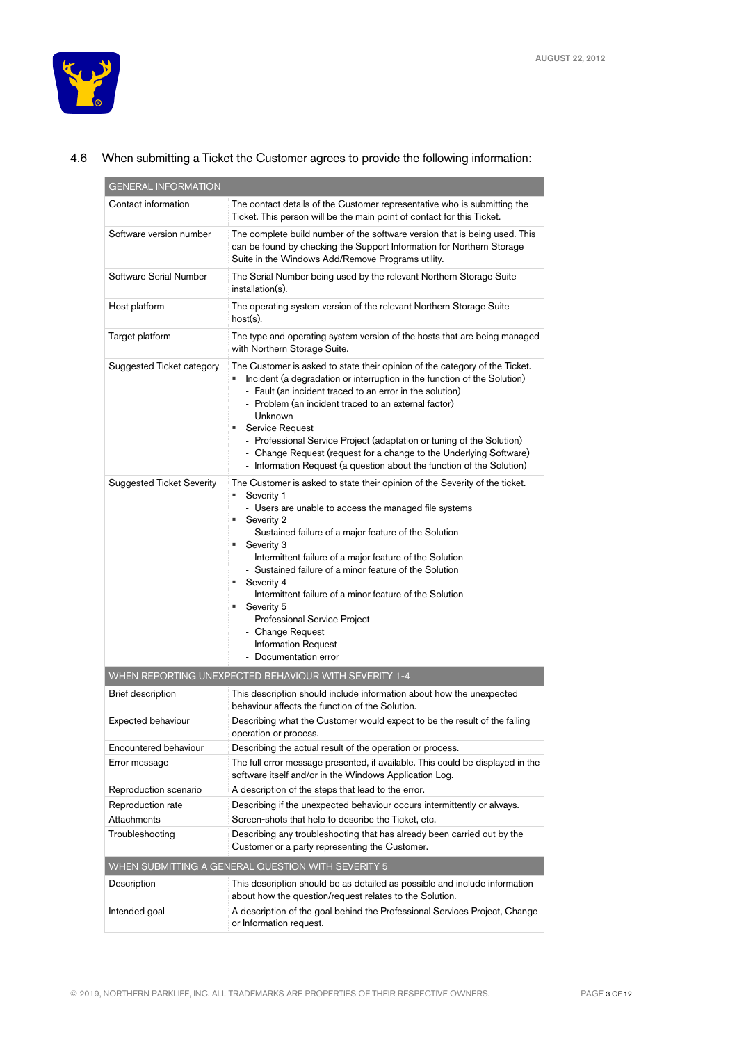4.6 When submitting a Ticket the Customer agrees to provide the following information:

| GENERAL INFORMATION | |
|---|---|
| Contact information | The contact details of the Customer representative who is submitting the Ticket. This person will be the main point of contact for this Ticket. |
| Software version number | The complete build number of the software version that is being used. This can be found by checking the Support Information for Northern Storage Suite in the Windows Add/Remove Programs utility. |
| Software Serial Number | The Serial Number being used by the relevant Northern Storage Suite installation(s). |
| Host platform | The operating system version of the relevant Northern Storage Suite host(s). |
| Target platform | The type and operating system version of the hosts that are being managed with Northern Storage Suite. |
| Suggested Ticket category | The Customer is asked to state their opinion of the category of the Ticket.<br>▪ Incident (a degradation or interruption in the function of the Solution)<br>- Fault (an incident traced to an error in the solution)<br>- Problem (an incident traced to an external factor)<br>- Unknown<br>▪ Service Request<br>- Professional Service Project (adaptation or tuning of the Solution)<br>- Change Request (request for a change to the Underlying Software)<br>- Information Request (a question about the function of the Solution) |
| Suggested Ticket Severity | The Customer is asked to state their opinion of the Severity of the ticket.<br>▪ Severity 1<br>- Users are unable to access the managed file systems<br>▪ Severity 2<br>- Sustained failure of a major feature of the Solution<br>▪ Severity 3<br>- Intermittent failure of a major feature of the Solution<br>- Sustained failure of a minor feature of the Solution<br>▪ Severity 4<br>- Intermittent failure of a minor feature of the Solution<br>▪ Severity 5<br>- Professional Service Project<br>- Change Request<br>- Information Request<br>- Documentation error |
| **WHEN REPORTING UNEXPECTED BEHAVIOUR WITH SEVERITY 1-4** | |
| Brief description | This description should include information about how the unexpected behaviour affects the function of the Solution. |
| Expected behaviour | Describing what the Customer would expect to be the result of the failing operation or process. |
| Encountered behaviour | Describing the actual result of the operation or process. |
| Error message | The full error message presented, if available. This could be displayed in the software itself and/or in the Windows Application Log. |
| Reproduction scenario | A description of the steps that lead to the error. |
| Reproduction rate | Describing if the unexpected behaviour occurs intermittently or always. |
| Attachments | Screen-shots that help to describe the Ticket, etc. |
| Troubleshooting | Describing any troubleshooting that has already been carried out by the Customer or a party representing the Customer. |
| **WHEN SUBMITTING A GENERAL QUESTION WITH SEVERITY 5** | |
| Description | This description should be as detailed as possible and include information about how the question/request relates to the Solution. |
| Intended goal | A description of the goal behind the Professional Services Project, Change or Information request. |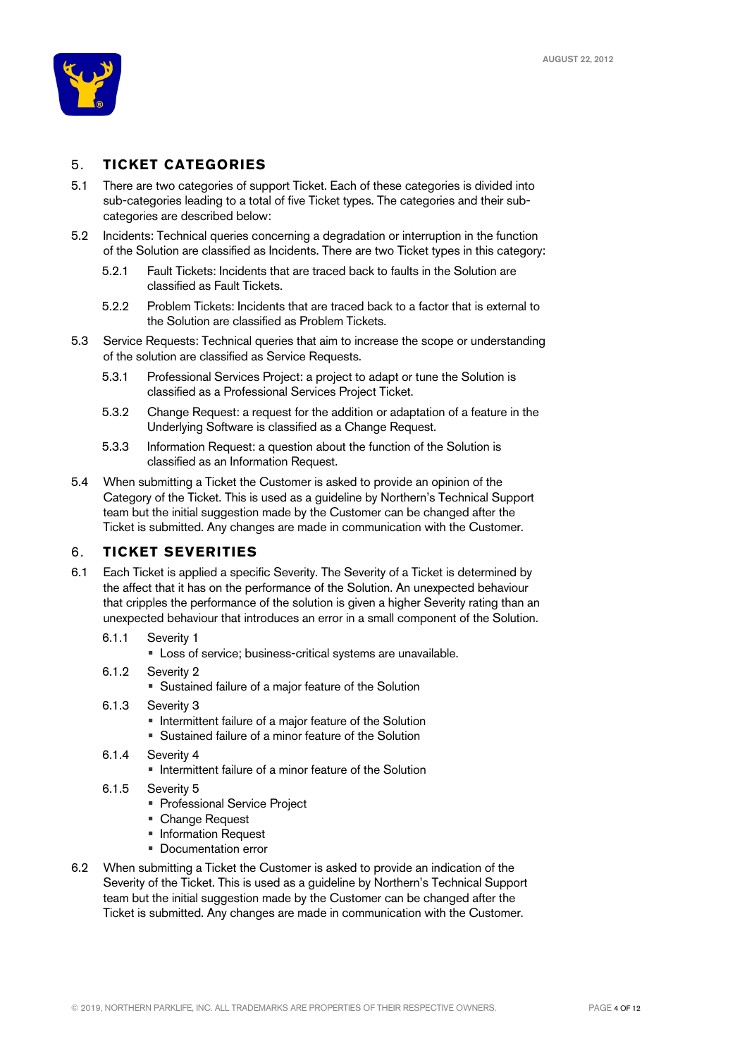## 5. TICKET CATEGORIES

5.1 There are two categories of support Ticket. Each of these categories is divided into sub-categories leading to a total of five Ticket types. The categories and their sub-categories are described below:

5.2 Incidents: Technical queries concerning a degradation or interruption in the function of the Solution are classified as Incidents. There are two Ticket types in this category:

5.2.1 Fault Tickets: Incidents that are traced back to faults in the Solution are classified as Fault Tickets.

5.2.2 Problem Tickets: Incidents that are traced back to a factor that is external to the Solution are classified as Problem Tickets.

5.3 Service Requests: Technical queries that aim to increase the scope or understanding of the solution are classified as Service Requests.

5.3.1 Professional Services Project: a project to adapt or tune the Solution is classified as a Professional Services Project Ticket.

5.3.2 Change Request: a request for the addition or adaptation of a feature in the Underlying Software is classified as a Change Request.

5.3.3 Information Request: a question about the function of the Solution is classified as an Information Request.

5.4 When submitting a Ticket the Customer is asked to provide an opinion of the Category of the Ticket. This is used as a guideline by Northern's Technical Support team but the initial suggestion made by the Customer can be changed after the Ticket is submitted. Any changes are made in communication with the Customer.

## 6. TICKET SEVERITIES

6.1 Each Ticket is applied a specific Severity. The Severity of a Ticket is determined by the affect that it has on the performance of the Solution. An unexpected behaviour that cripples the performance of the solution is given a higher Severity rating than an unexpected behaviour that introduces an error in a small component of the Solution.

6.1.1 Severity 1
- Loss of service; business-critical systems are unavailable.

6.1.2 Severity 2
- Sustained failure of a major feature of the Solution

6.1.3 Severity 3
- Intermittent failure of a major feature of the Solution
- Sustained failure of a minor feature of the Solution

6.1.4 Severity 4
- Intermittent failure of a minor feature of the Solution

6.1.5 Severity 5
- Professional Service Project
- Change Request
- Information Request
- Documentation error

6.2 When submitting a Ticket the Customer is asked to provide an indication of the Severity of the Ticket. This is used as a guideline by Northern's Technical Support team but the initial suggestion made by the Customer can be changed after the Ticket is submitted. Any changes are made in communication with the Customer.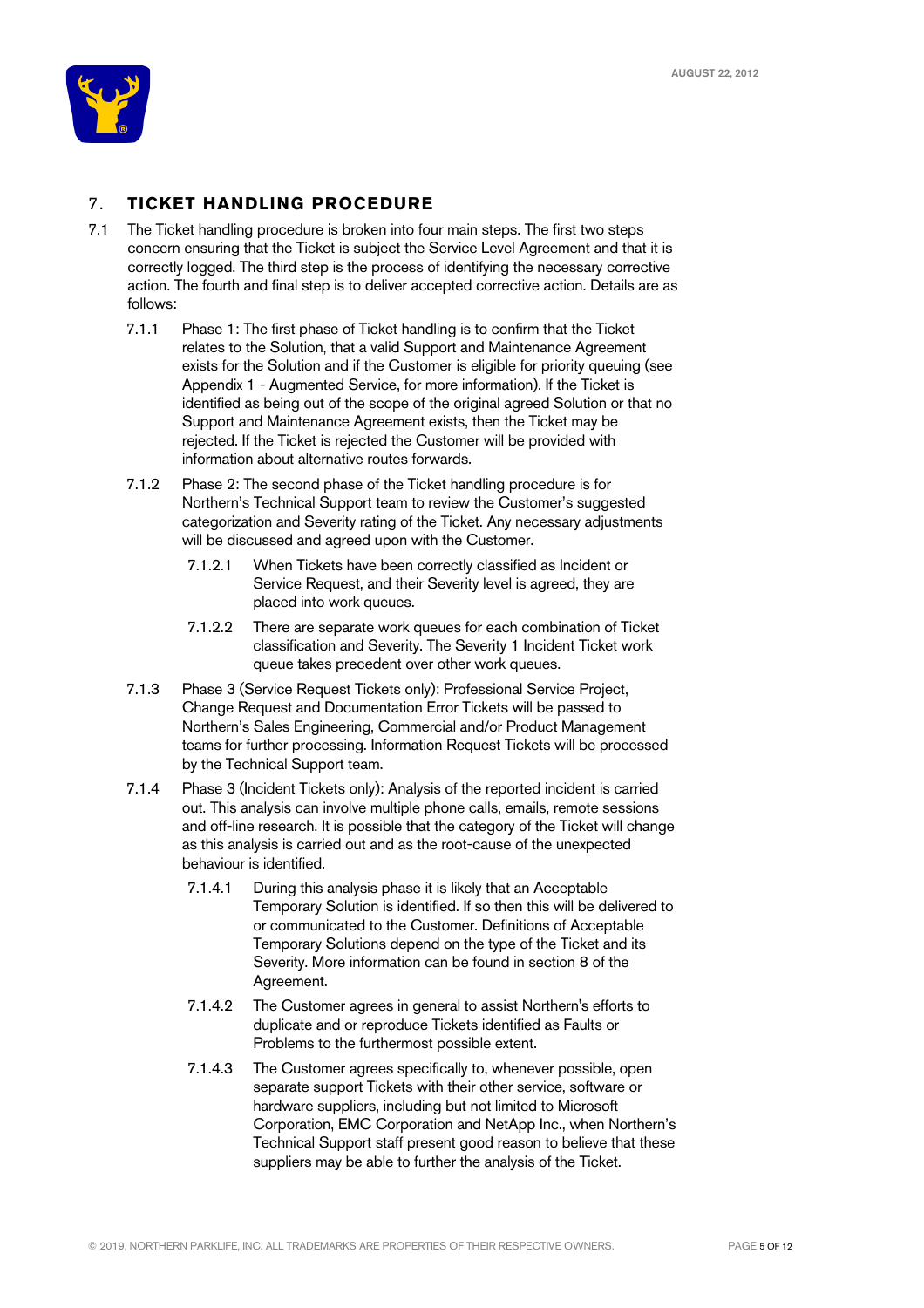## 7. TICKET HANDLING PROCEDURE

7.1 The Ticket handling procedure is broken into four main steps. The first two steps concern ensuring that the Ticket is subject the Service Level Agreement and that it is correctly logged. The third step is the process of identifying the necessary corrective action. The fourth and final step is to deliver accepted corrective action. Details are as follows:

7.1.1 Phase 1: The first phase of Ticket handling is to confirm that the Ticket relates to the Solution, that a valid Support and Maintenance Agreement exists for the Solution and if the Customer is eligible for priority queuing (see Appendix 1 - Augmented Service, for more information). If the Ticket is identified as being out of the scope of the original agreed Solution or that no Support and Maintenance Agreement exists, then the Ticket may be rejected. If the Ticket is rejected the Customer will be provided with information about alternative routes forwards.

7.1.2 Phase 2: The second phase of the Ticket handling procedure is for Northern's Technical Support team to review the Customer's suggested categorization and Severity rating of the Ticket. Any necessary adjustments will be discussed and agreed upon with the Customer.

7.1.2.1 When Tickets have been correctly classified as Incident or Service Request, and their Severity level is agreed, they are placed into work queues.

7.1.2.2 There are separate work queues for each combination of Ticket classification and Severity. The Severity 1 Incident Ticket work queue takes precedent over other work queues.

7.1.3 Phase 3 (Service Request Tickets only): Professional Service Project, Change Request and Documentation Error Tickets will be passed to Northern's Sales Engineering, Commercial and/or Product Management teams for further processing. Information Request Tickets will be processed by the Technical Support team.

7.1.4 Phase 3 (Incident Tickets only): Analysis of the reported incident is carried out. This analysis can involve multiple phone calls, emails, remote sessions and off-line research. It is possible that the category of the Ticket will change as this analysis is carried out and as the root-cause of the unexpected behaviour is identified.

7.1.4.1 During this analysis phase it is likely that an Acceptable Temporary Solution is identified. If so then this will be delivered to or communicated to the Customer. Definitions of Acceptable Temporary Solutions depend on the type of the Ticket and its Severity. More information can be found in section 8 of the Agreement.

7.1.4.2 The Customer agrees in general to assist Northern's efforts to duplicate and or reproduce Tickets identified as Faults or Problems to the furthermost possible extent.

7.1.4.3 The Customer agrees specifically to, whenever possible, open separate support Tickets with their other service, software or hardware suppliers, including but not limited to Microsoft Corporation, EMC Corporation and NetApp Inc., when Northern's Technical Support staff present good reason to believe that these suppliers may be able to further the analysis of the Ticket.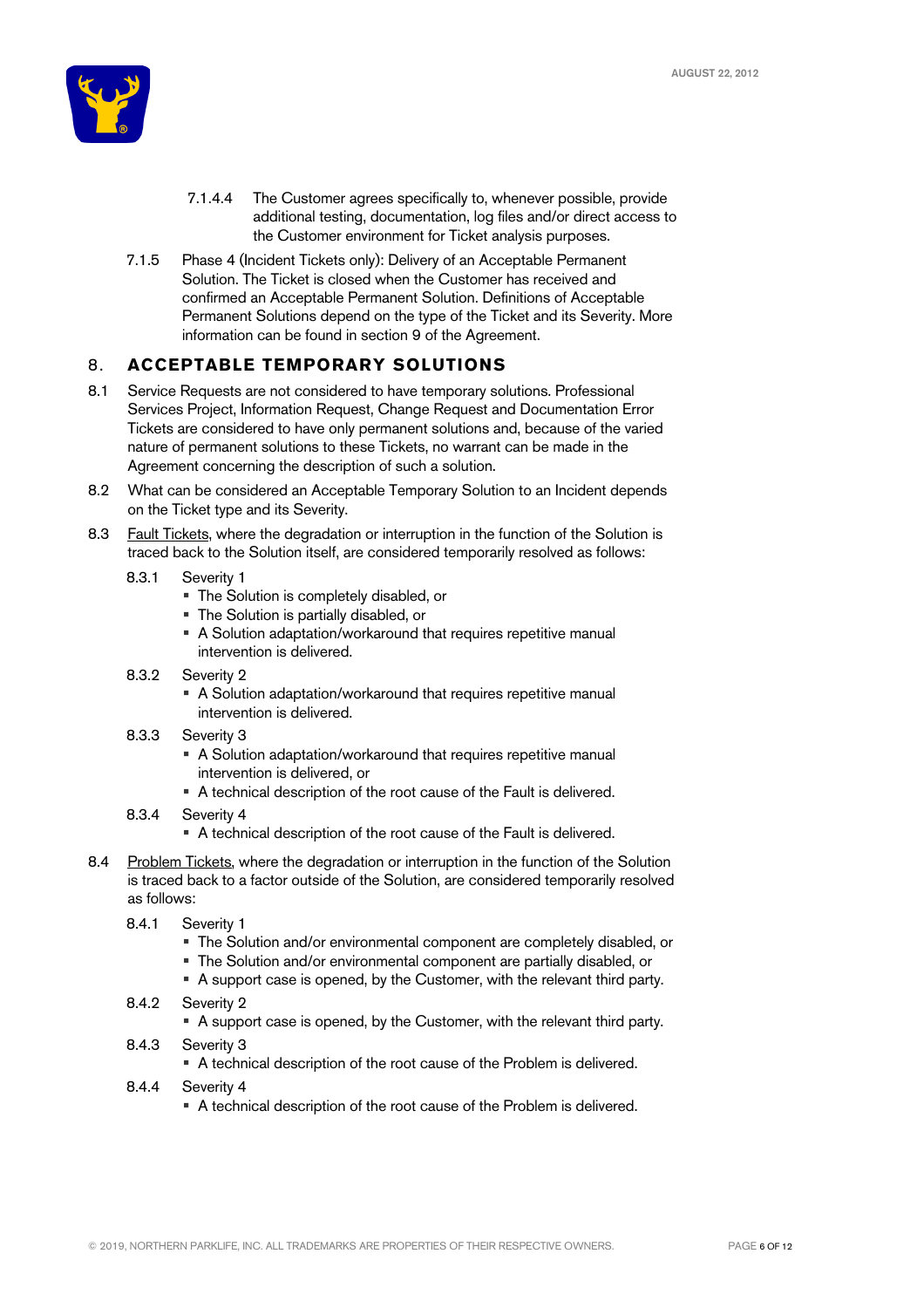7.1.4.4 The Customer agrees specifically to, whenever possible, provide additional testing, documentation, log files and/or direct access to the Customer environment for Ticket analysis purposes.

7.1.5 Phase 4 (Incident Tickets only): Delivery of an Acceptable Permanent Solution. The Ticket is closed when the Customer has received and confirmed an Acceptable Permanent Solution. Definitions of Acceptable Permanent Solutions depend on the type of the Ticket and its Severity. More information can be found in section 9 of the Agreement.

## 8. ACCEPTABLE TEMPORARY SOLUTIONS

8.1 Service Requests are not considered to have temporary solutions. Professional Services Project, Information Request, Change Request and Documentation Error Tickets are considered to have only permanent solutions and, because of the varied nature of permanent solutions to these Tickets, no warrant can be made in the Agreement concerning the description of such a solution.

8.2 What can be considered an Acceptable Temporary Solution to an Incident depends on the Ticket type and its Severity.

8.3 Fault Tickets, where the degradation or interruption in the function of the Solution is traced back to the Solution itself, are considered temporarily resolved as follows:

8.3.1 Severity 1
- The Solution is completely disabled, or
- The Solution is partially disabled, or
- A Solution adaptation/workaround that requires repetitive manual intervention is delivered.

8.3.2 Severity 2
- A Solution adaptation/workaround that requires repetitive manual intervention is delivered.

8.3.3 Severity 3
- A Solution adaptation/workaround that requires repetitive manual intervention is delivered, or
- A technical description of the root cause of the Fault is delivered.

8.3.4 Severity 4
- A technical description of the root cause of the Fault is delivered.

8.4 Problem Tickets, where the degradation or interruption in the function of the Solution is traced back to a factor outside of the Solution, are considered temporarily resolved as follows:

8.4.1 Severity 1
- The Solution and/or environmental component are completely disabled, or
- The Solution and/or environmental component are partially disabled, or
- A support case is opened, by the Customer, with the relevant third party.

8.4.2 Severity 2
- A support case is opened, by the Customer, with the relevant third party.

8.4.3 Severity 3
- A technical description of the root cause of the Problem is delivered.

8.4.4 Severity 4
- A technical description of the root cause of the Problem is delivered.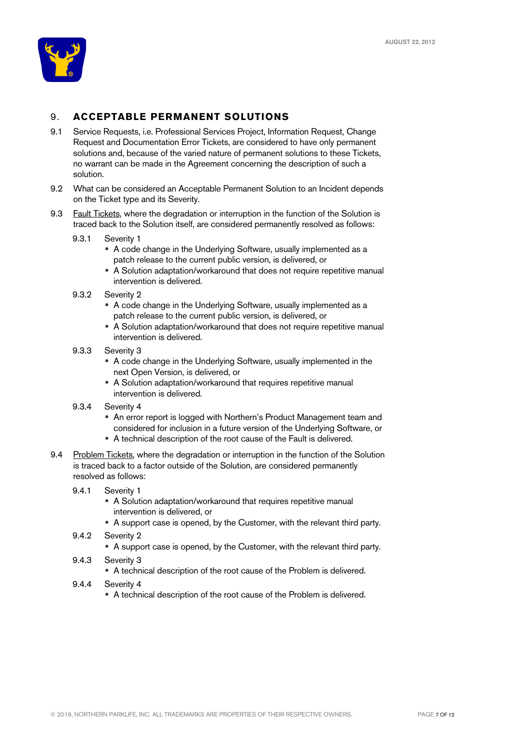## 9. ACCEPTABLE PERMANENT SOLUTIONS

9.1 Service Requests, i.e. Professional Services Project, Information Request, Change Request and Documentation Error Tickets, are considered to have only permanent solutions and, because of the varied nature of permanent solutions to these Tickets, no warrant can be made in the Agreement concerning the description of such a solution.

9.2 What can be considered an Acceptable Permanent Solution to an Incident depends on the Ticket type and its Severity.

9.3 Fault Tickets, where the degradation or interruption in the function of the Solution is traced back to the Solution itself, are considered permanently resolved as follows:

9.3.1 Severity 1
- A code change in the Underlying Software, usually implemented as a patch release to the current public version, is delivered, or
- A Solution adaptation/workaround that does not require repetitive manual intervention is delivered.

9.3.2 Severity 2
- A code change in the Underlying Software, usually implemented as a patch release to the current public version, is delivered, or
- A Solution adaptation/workaround that does not require repetitive manual intervention is delivered.

9.3.3 Severity 3
- A code change in the Underlying Software, usually implemented in the next Open Version, is delivered, or
- A Solution adaptation/workaround that requires repetitive manual intervention is delivered.

9.3.4 Severity 4
- An error report is logged with Northern's Product Management team and considered for inclusion in a future version of the Underlying Software, or
- A technical description of the root cause of the Fault is delivered.

9.4 Problem Tickets, where the degradation or interruption in the function of the Solution is traced back to a factor outside of the Solution, are considered permanently resolved as follows:

9.4.1 Severity 1
- A Solution adaptation/workaround that requires repetitive manual intervention is delivered, or
- A support case is opened, by the Customer, with the relevant third party.

9.4.2 Severity 2
- A support case is opened, by the Customer, with the relevant third party.

9.4.3 Severity 3
- A technical description of the root cause of the Problem is delivered.

9.4.4 Severity 4
- A technical description of the root cause of the Problem is delivered.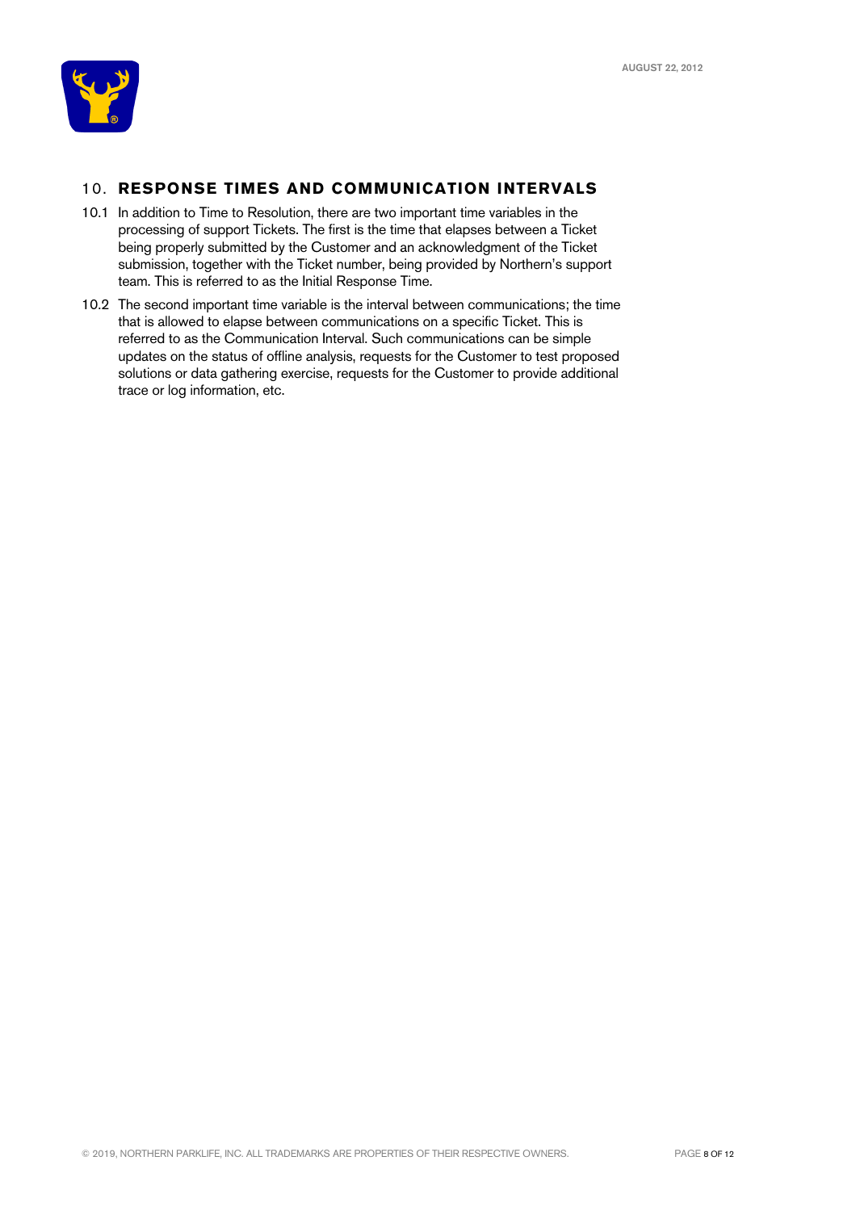## 10. RESPONSE TIMES AND COMMUNICATION INTERVALS

10.1 In addition to Time to Resolution, there are two important time variables in the processing of support Tickets. The first is the time that elapses between a Ticket being properly submitted by the Customer and an acknowledgment of the Ticket submission, together with the Ticket number, being provided by Northern's support team. This is referred to as the Initial Response Time.

10.2 The second important time variable is the interval between communications; the time that is allowed to elapse between communications on a specific Ticket. This is referred to as the Communication Interval. Such communications can be simple updates on the status of offline analysis, requests for the Customer to test proposed solutions or data gathering exercise, requests for the Customer to provide additional trace or log information, etc.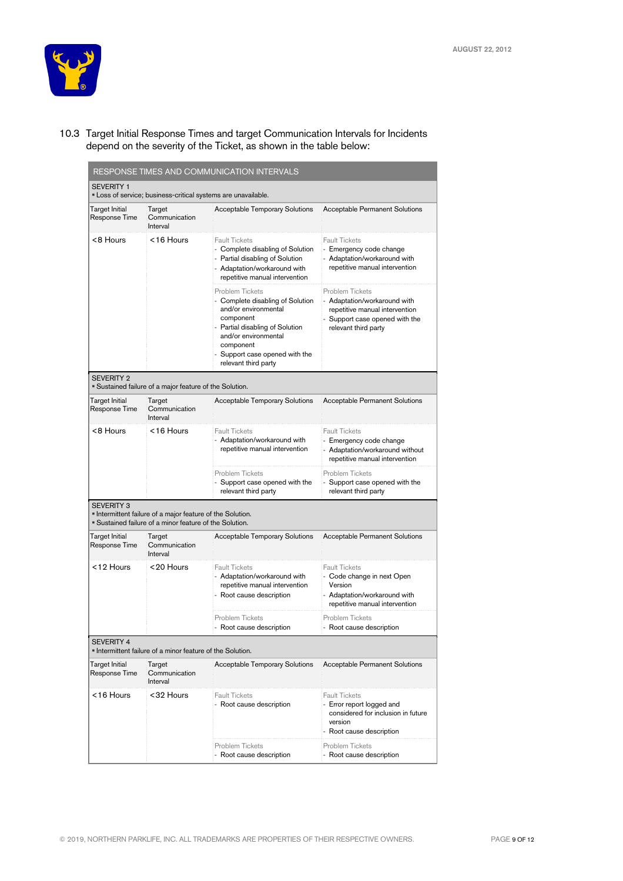10.3 Target Initial Response Times and target Communication Intervals for Incidents depend on the severity of the Ticket, as shown in the table below:

| RESPONSE TIMES AND COMMUNICATION INTERVALS | | | |
|---|---|---|---|
| **SEVERITY 1**<br>▪ Loss of service; business-critical systems are unavailable. | | | |
| Target Initial Response Time | Target Communication Interval | Acceptable Temporary Solutions | Acceptable Permanent Solutions |
| <8 Hours | <16 Hours | Fault Tickets<br>- Complete disabling of Solution<br>- Partial disabling of Solution<br>- Adaptation/workaround with repetitive manual intervention | Fault Tickets<br>- Emergency code change<br>- Adaptation/workaround with repetitive manual intervention |
| | | Problem Tickets<br>- Complete disabling of Solution and/or environmental component<br>- Partial disabling of Solution and/or environmental component<br>- Support case opened with the relevant third party | Problem Tickets<br>- Adaptation/workaround with repetitive manual intervention<br>- Support case opened with the relevant third party |
| **SEVERITY 2**<br>▪ Sustained failure of a major feature of the Solution. | | | |
| Target Initial Response Time | Target Communication Interval | Acceptable Temporary Solutions | Acceptable Permanent Solutions |
| <8 Hours | <16 Hours | Fault Tickets<br>- Adaptation/workaround with repetitive manual intervention | Fault Tickets<br>- Emergency code change<br>- Adaptation/workaround without repetitive manual intervention |
| | | Problem Tickets<br>- Support case opened with the relevant third party | Problem Tickets<br>- Support case opened with the relevant third party |
| **SEVERITY 3**<br>▪ Intermittent failure of a major feature of the Solution.<br>▪ Sustained failure of a minor feature of the Solution. | | | |
| Target Initial Response Time | Target Communication Interval | Acceptable Temporary Solutions | Acceptable Permanent Solutions |
| <12 Hours | <20 Hours | Fault Tickets<br>- Adaptation/workaround with repetitive manual intervention<br>- Root cause description | Fault Tickets<br>- Code change in next Open Version<br>- Adaptation/workaround with repetitive manual intervention |
| | | Problem Tickets<br>- Root cause description | Problem Tickets<br>- Root cause description |
| **SEVERITY 4**<br>▪ Intermittent failure of a minor feature of the Solution. | | | |
| Target Initial Response Time | Target Communication Interval | Acceptable Temporary Solutions | Acceptable Permanent Solutions |
| <16 Hours | <32 Hours | Fault Tickets<br>- Root cause description | Fault Tickets<br>- Error report logged and considered for inclusion in future version<br>- Root cause description |
| | | Problem Tickets<br>- Root cause description | Problem Tickets<br>- Root cause description |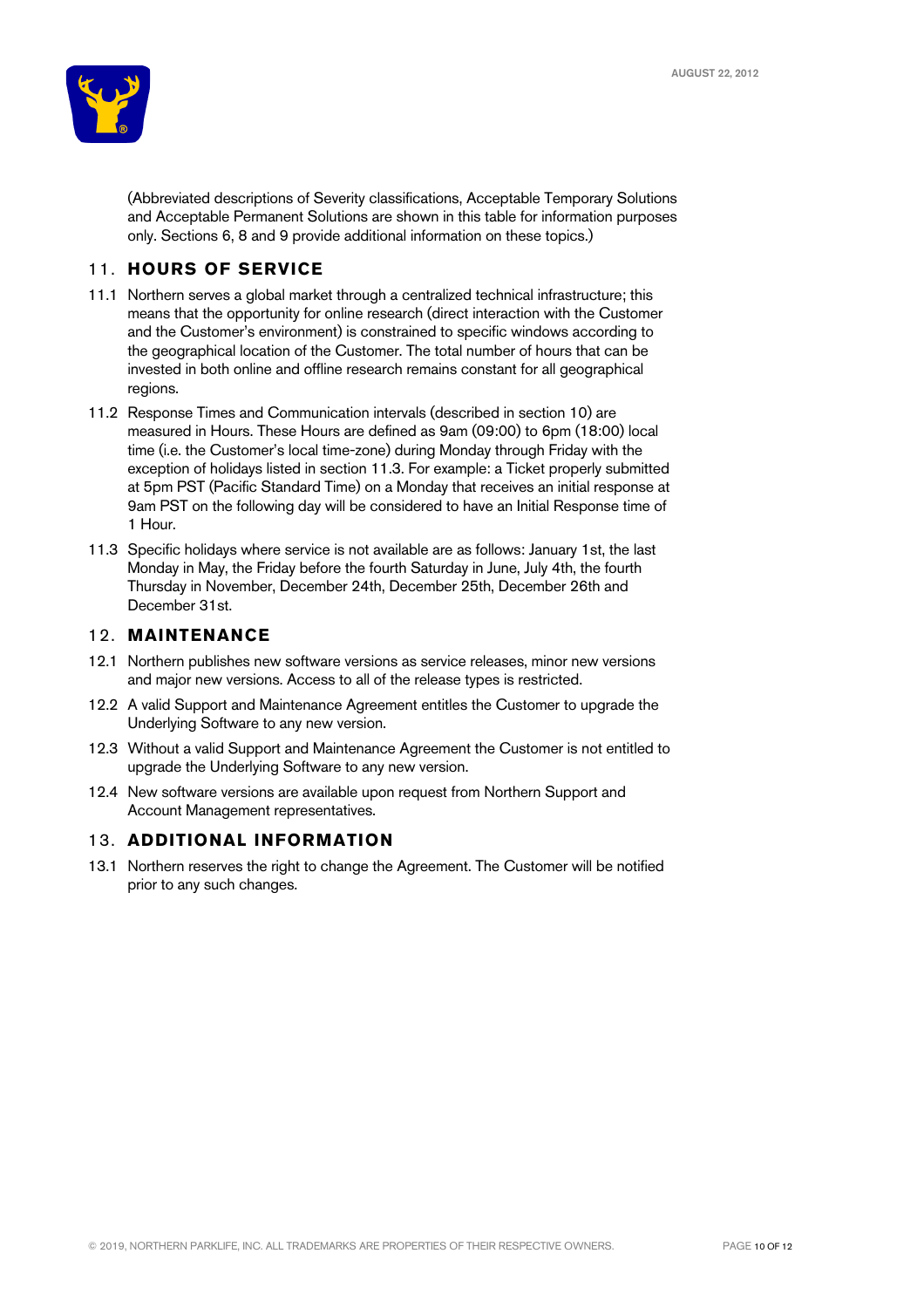(Abbreviated descriptions of Severity classifications, Acceptable Temporary Solutions and Acceptable Permanent Solutions are shown in this table for information purposes only. Sections 6, 8 and 9 provide additional information on these topics.)

## 11. HOURS OF SERVICE

11.1 Northern serves a global market through a centralized technical infrastructure; this means that the opportunity for online research (direct interaction with the Customer and the Customer's environment) is constrained to specific windows according to the geographical location of the Customer. The total number of hours that can be invested in both online and offline research remains constant for all geographical regions.

11.2 Response Times and Communication intervals (described in section 10) are measured in Hours. These Hours are defined as 9am (09:00) to 6pm (18:00) local time (i.e. the Customer's local time-zone) during Monday through Friday with the exception of holidays listed in section 11.3. For example: a Ticket properly submitted at 5pm PST (Pacific Standard Time) on a Monday that receives an initial response at 9am PST on the following day will be considered to have an Initial Response time of 1 Hour.

11.3 Specific holidays where service is not available are as follows: January 1st, the last Monday in May, the Friday before the fourth Saturday in June, July 4th, the fourth Thursday in November, December 24th, December 25th, December 26th and December 31st.

## 12. MAINTENANCE

12.1 Northern publishes new software versions as service releases, minor new versions and major new versions. Access to all of the release types is restricted.

12.2 A valid Support and Maintenance Agreement entitles the Customer to upgrade the Underlying Software to any new version.

12.3 Without a valid Support and Maintenance Agreement the Customer is not entitled to upgrade the Underlying Software to any new version.

12.4 New software versions are available upon request from Northern Support and Account Management representatives.

## 13. ADDITIONAL INFORMATION

13.1 Northern reserves the right to change the Agreement. The Customer will be notified prior to any such changes.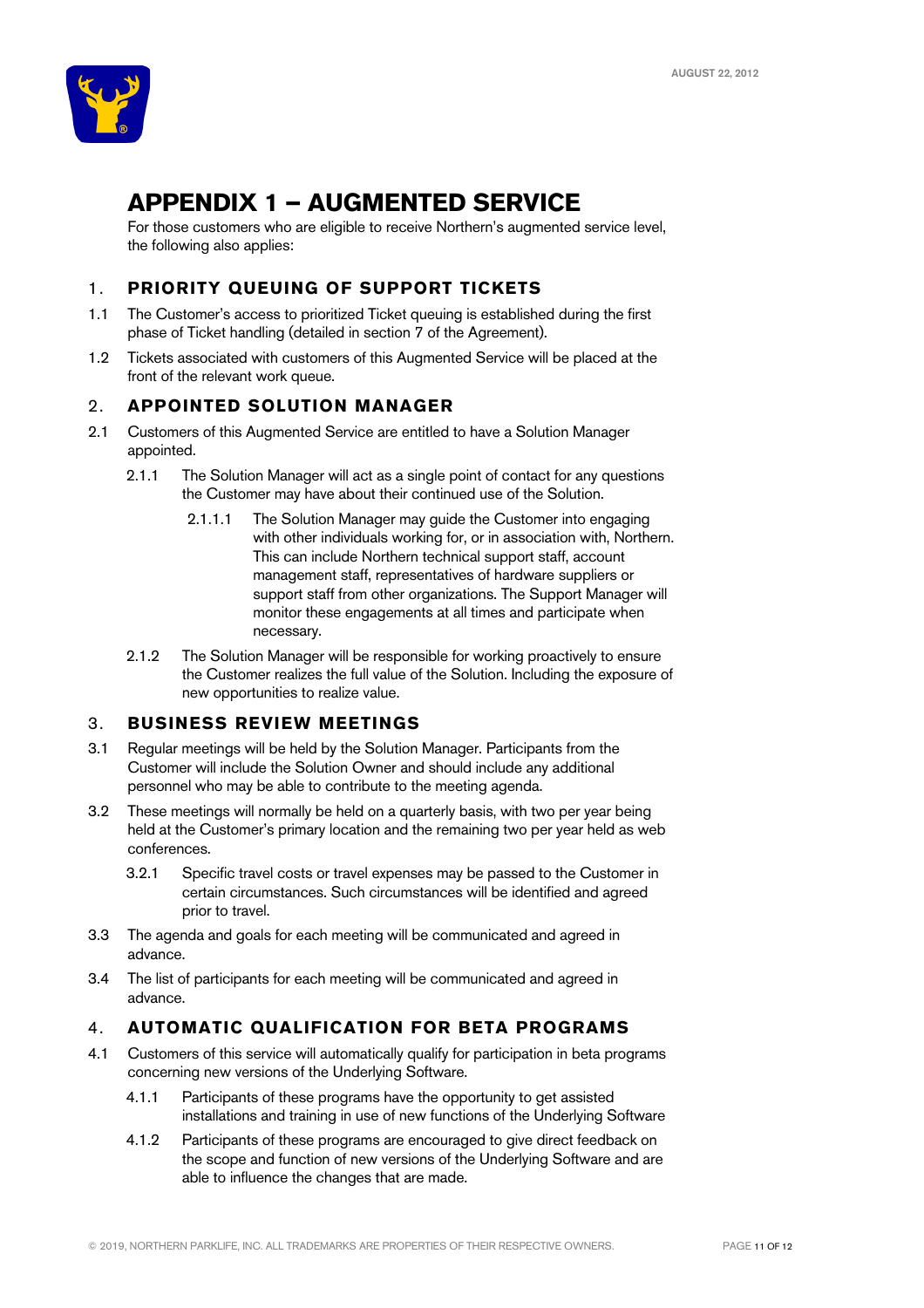# APPENDIX 1 – AUGMENTED SERVICE

For those customers who are eligible to receive Northern's augmented service level, the following also applies:

## 1. PRIORITY QUEUING OF SUPPORT TICKETS

1.1 The Customer's access to prioritized Ticket queuing is established during the first phase of Ticket handling (detailed in section 7 of the Agreement).

1.2 Tickets associated with customers of this Augmented Service will be placed at the front of the relevant work queue.

## 2. APPOINTED SOLUTION MANAGER

2.1 Customers of this Augmented Service are entitled to have a Solution Manager appointed.

2.1.1 The Solution Manager will act as a single point of contact for any questions the Customer may have about their continued use of the Solution.

2.1.1.1 The Solution Manager may guide the Customer into engaging with other individuals working for, or in association with, Northern. This can include Northern technical support staff, account management staff, representatives of hardware suppliers or support staff from other organizations. The Support Manager will monitor these engagements at all times and participate when necessary.

2.1.2 The Solution Manager will be responsible for working proactively to ensure the Customer realizes the full value of the Solution. Including the exposure of new opportunities to realize value.

## 3. BUSINESS REVIEW MEETINGS

3.1 Regular meetings will be held by the Solution Manager. Participants from the Customer will include the Solution Owner and should include any additional personnel who may be able to contribute to the meeting agenda.

3.2 These meetings will normally be held on a quarterly basis, with two per year being held at the Customer's primary location and the remaining two per year held as web conferences.

3.2.1 Specific travel costs or travel expenses may be passed to the Customer in certain circumstances. Such circumstances will be identified and agreed prior to travel.

3.3 The agenda and goals for each meeting will be communicated and agreed in advance.

3.4 The list of participants for each meeting will be communicated and agreed in advance.

## 4. AUTOMATIC QUALIFICATION FOR BETA PROGRAMS

4.1 Customers of this service will automatically qualify for participation in beta programs concerning new versions of the Underlying Software.

4.1.1 Participants of these programs have the opportunity to get assisted installations and training in use of new functions of the Underlying Software

4.1.2 Participants of these programs are encouraged to give direct feedback on the scope and function of new versions of the Underlying Software and are able to influence the changes that are made.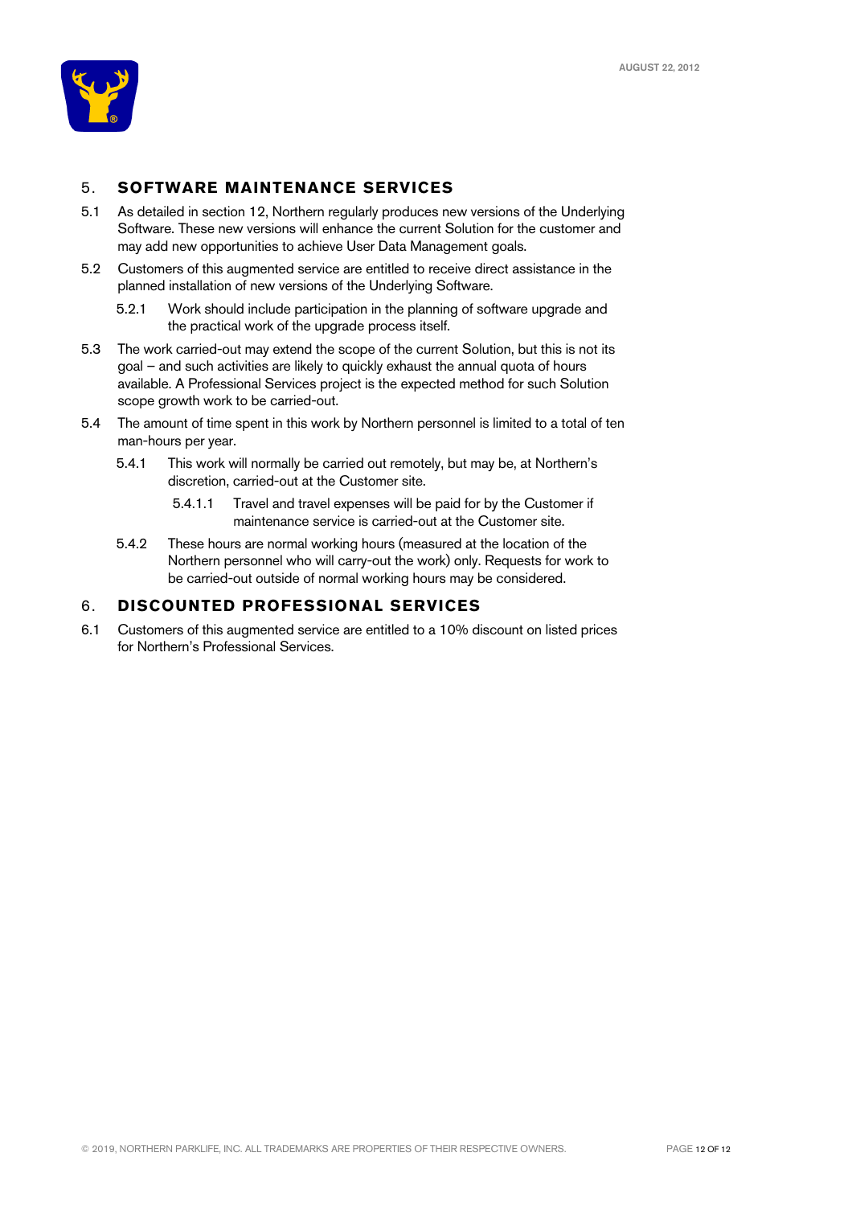## 5. SOFTWARE MAINTENANCE SERVICES

5.1 As detailed in section 12, Northern regularly produces new versions of the Underlying Software. These new versions will enhance the current Solution for the customer and may add new opportunities to achieve User Data Management goals.

5.2 Customers of this augmented service are entitled to receive direct assistance in the planned installation of new versions of the Underlying Software.

 5.2.1 Work should include participation in the planning of software upgrade and the practical work of the upgrade process itself.

5.3 The work carried-out may extend the scope of the current Solution, but this is not its goal – and such activities are likely to quickly exhaust the annual quota of hours available. A Professional Services project is the expected method for such Solution scope growth work to be carried-out.

5.4 The amount of time spent in this work by Northern personnel is limited to a total of ten man-hours per year.

 5.4.1 This work will normally be carried out remotely, but may be, at Northern's discretion, carried-out at the Customer site.

  5.4.1.1 Travel and travel expenses will be paid for by the Customer if maintenance service is carried-out at the Customer site.

 5.4.2 These hours are normal working hours (measured at the location of the Northern personnel who will carry-out the work) only. Requests for work to be carried-out outside of normal working hours may be considered.

## 6. DISCOUNTED PROFESSIONAL SERVICES

6.1 Customers of this augmented service are entitled to a 10% discount on listed prices for Northern's Professional Services.